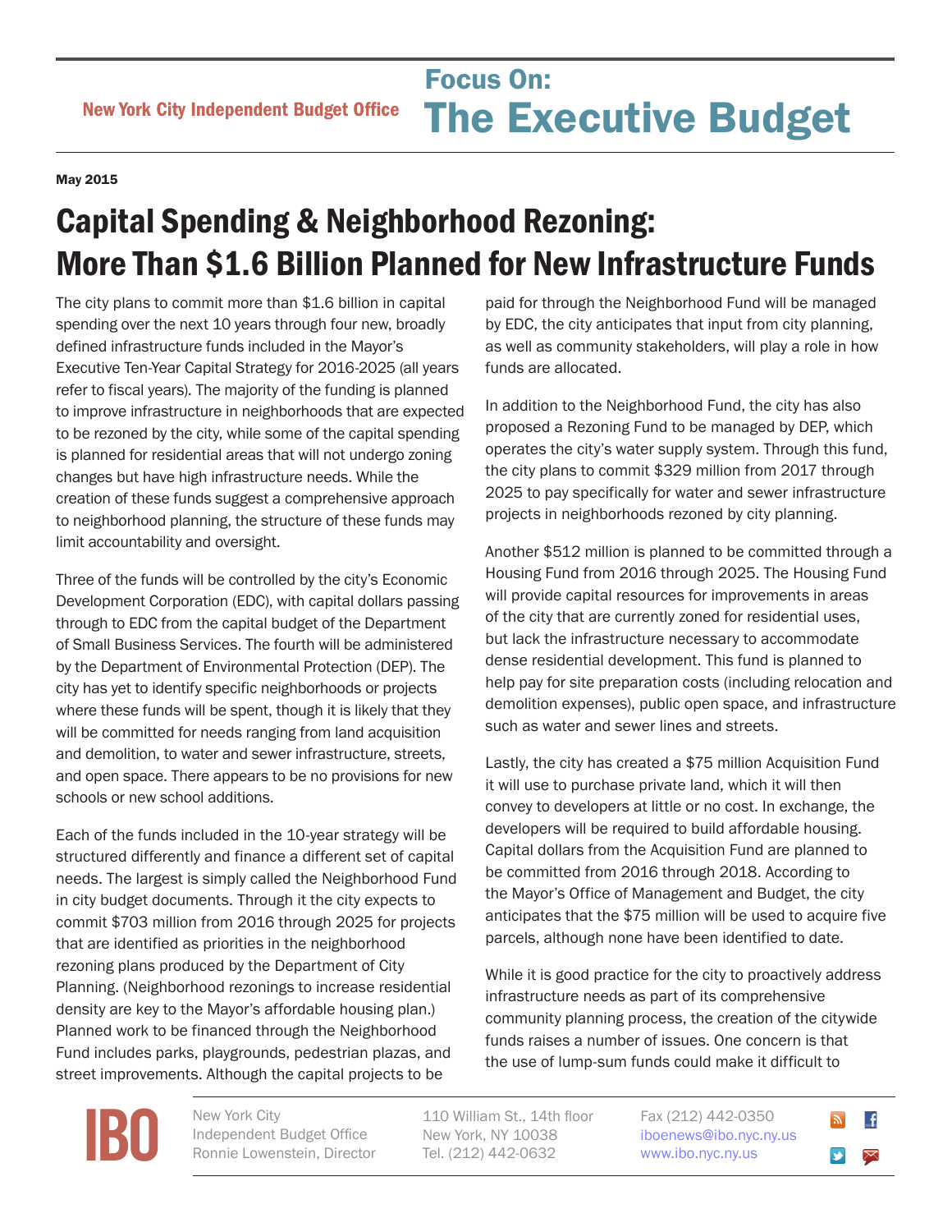New York City Independent Budget Office

# Focus On: The Executive Budget

**May 2015**

## Capital Spending & Neighborhood Rezoning: More Than $1.6 Billion Planned for New Infrastructure Funds

The city plans to commit more than $1.6 billion in capital spending over the next 10 years through four new, broadly defined infrastructure funds included in the Mayor's Executive Ten-Year Capital Strategy for 2016-2025 (all years refer to fiscal years). The majority of the funding is planned to improve infrastructure in neighborhoods that are expected to be rezoned by the city, while some of the capital spending is planned for residential areas that will not undergo zoning changes but have high infrastructure needs. While the creation of these funds suggest a comprehensive approach to neighborhood planning, the structure of these funds may limit accountability and oversight.

Three of the funds will be controlled by the city's Economic Development Corporation (EDC), with capital dollars passing through to EDC from the capital budget of the Department of Small Business Services. The fourth will be administered by the Department of Environmental Protection (DEP). The city has yet to identify specific neighborhoods or projects where these funds will be spent, though it is likely that they will be committed for needs ranging from land acquisition and demolition, to water and sewer infrastructure, streets, and open space. There appears to be no provisions for new schools or new school additions.

Each of the funds included in the 10-year strategy will be structured differently and finance a different set of capital needs. The largest is simply called the Neighborhood Fund in city budget documents. Through it the city expects to commit $703 million from 2016 through 2025 for projects that are identified as priorities in the neighborhood rezoning plans produced by the Department of City Planning. (Neighborhood rezonings to increase residential density are key to the Mayor's affordable housing plan.) Planned work to be financed through the Neighborhood Fund includes parks, playgrounds, pedestrian plazas, and street improvements. Although the capital projects to be paid for through the Neighborhood Fund will be managed by EDC, the city anticipates that input from city planning, as well as community stakeholders, will play a role in how funds are allocated.

In addition to the Neighborhood Fund, the city has also proposed a Rezoning Fund to be managed by DEP, which operates the city's water supply system. Through this fund, the city plans to commit $329 million from 2017 through 2025 to pay specifically for water and sewer infrastructure projects in neighborhoods rezoned by city planning.

Another $512 million is planned to be committed through a Housing Fund from 2016 through 2025. The Housing Fund will provide capital resources for improvements in areas of the city that are currently zoned for residential uses, but lack the infrastructure necessary to accommodate dense residential development. This fund is planned to help pay for site preparation costs (including relocation and demolition expenses), public open space, and infrastructure such as water and sewer lines and streets.

Lastly, the city has created a $75 million Acquisition Fund it will use to purchase private land, which it will then convey to developers at little or no cost. In exchange, the developers will be required to build affordable housing. Capital dollars from the Acquisition Fund are planned to be committed from 2016 through 2018. According to the Mayor's Office of Management and Budget, the city anticipates that the $75 million will be used to acquire five parcels, although none have been identified to date.

While it is good practice for the city to proactively address infrastructure needs as part of its comprehensive community planning process, the creation of the citywide funds raises a number of issues. One concern is that the use of lump-sum funds could make it difficult to

IBO New York City Independent Budget Office Ronnie Lowenstein, Director | 110 William St., 14th floor New York, NY 10038 Tel. (212) 442-0632 | Fax (212) 442-0350 iboenews@ibo.nyc.ny.us www.ibo.nyc.ny.us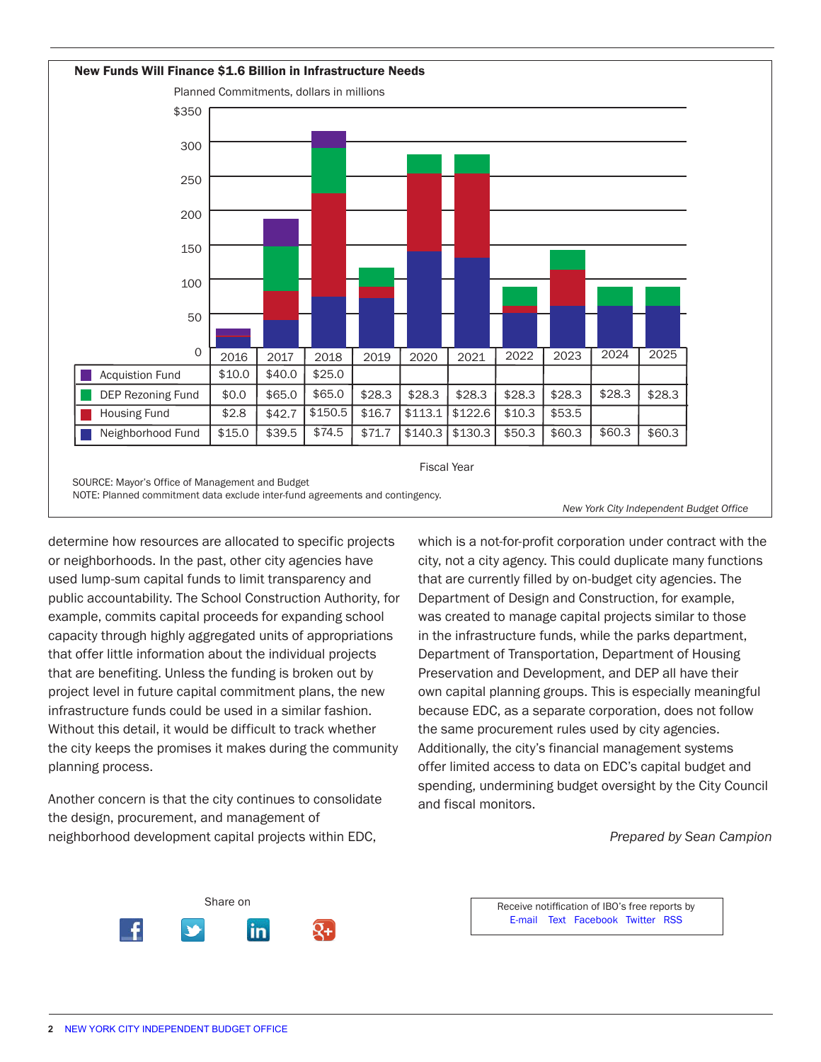**New Funds Will Finance $1.6 Billion in Infrastructure Needs**

Planned Commitments, dollars in millions

$350
300
250
200
150
100
50
0

| | 2016 | 2017 | 2018 | 2019 | 2020 | 2021 | 2022 | 2023 | 2024 | 2025 |
|---|---|---|---|---|---|---|---|---|---|---|
| Acquistion Fund | $10.0 | $40.0 | $25.0 | | | | | | | |
| DEP Rezoning Fund | $0.0 | $65.0 | $65.0 | $28.3 | $28.3 | $28.3 | $28.3 | $28.3 | $28.3 | $28.3 |
| Housing Fund | $2.8 | $42.7 | $150.5 | $16.7 | $113.1 | $122.6 | $10.3 | $53.5 | | |
| Neighborhood Fund | $15.0 | $39.5 | $74.5 | $71.7 | $140.3 | $130.3 | $50.3 | $60.3 | $60.3 | $60.3 |

Fiscal Year

SOURCE: Mayor's Office of Management and Budget
NOTE: Planned commitment data exclude inter-fund agreements and contingency.

*New York City Independent Budget Office*

determine how resources are allocated to specific projects or neighborhoods. In the past, other city agencies have used lump-sum capital funds to limit transparency and public accountability. The School Construction Authority, for example, commits capital proceeds for expanding school capacity through highly aggregated units of appropriations that offer little information about the individual projects that are benefiting. Unless the funding is broken out by project level in future capital commitment plans, the new infrastructure funds could be used in a similar fashion. Without this detail, it would be difficult to track whether the city keeps the promises it makes during the community planning process.

Another concern is that the city continues to consolidate the design, procurement, and management of neighborhood development capital projects within EDC, which is a not-for-profit corporation under contract with the city, not a city agency. This could duplicate many functions that are currently filled by on-budget city agencies. The Department of Design and Construction, for example, was created to manage capital projects similar to those in the infrastructure funds, while the parks department, Department of Transportation, Department of Housing Preservation and Development, and DEP all have their own capital planning groups. This is especially meaningful because EDC, as a separate corporation, does not follow the same procurement rules used by city agencies. Additionally, the city's financial management systems offer limited access to data on EDC's capital budget and spending, undermining budget oversight by the City Council and fiscal monitors.

*Prepared by Sean Campion*

Share on

Receive notiffication of IBO's free reports by
E-mail Text Facebook Twitter RSS